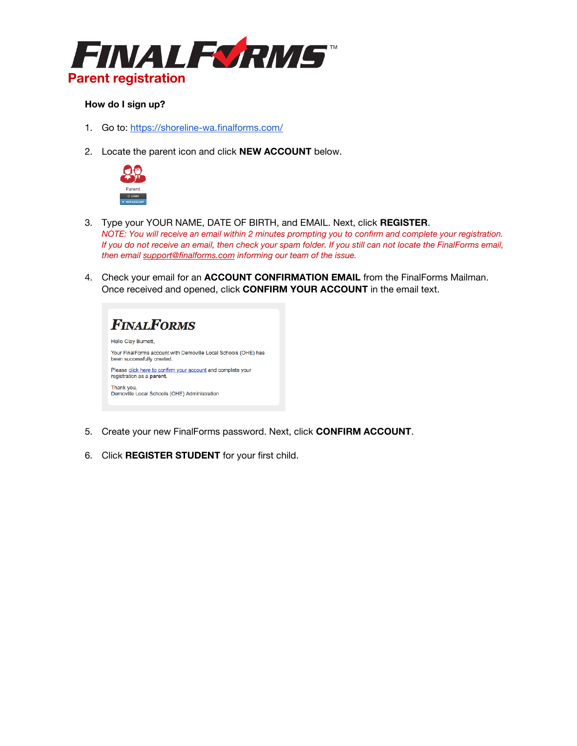# FINALFORMS™

## Parent registration

**How do I sign up?**

1. Go to: https://shoreline-wa.finalforms.com/

2. Locate the parent icon and click **NEW ACCOUNT** below.

3. Type your YOUR NAME, DATE OF BIRTH, and EMAIL. Next, click **REGISTER**.
   *NOTE: You will receive an email within 2 minutes prompting you to confirm and complete your registration. If you do not receive an email, then check your spam folder. If you still can not locate the FinalForms email, then email support@finalforms.com informing our team of the issue.*

4. Check your email for an **ACCOUNT CONFIRMATION EMAIL** from the FinalForms Mailman. Once received and opened, click **CONFIRM YOUR ACCOUNT** in the email text.

5. Create your new FinalForms password. Next, click **CONFIRM ACCOUNT**.

6. Click **REGISTER STUDENT** for your first child.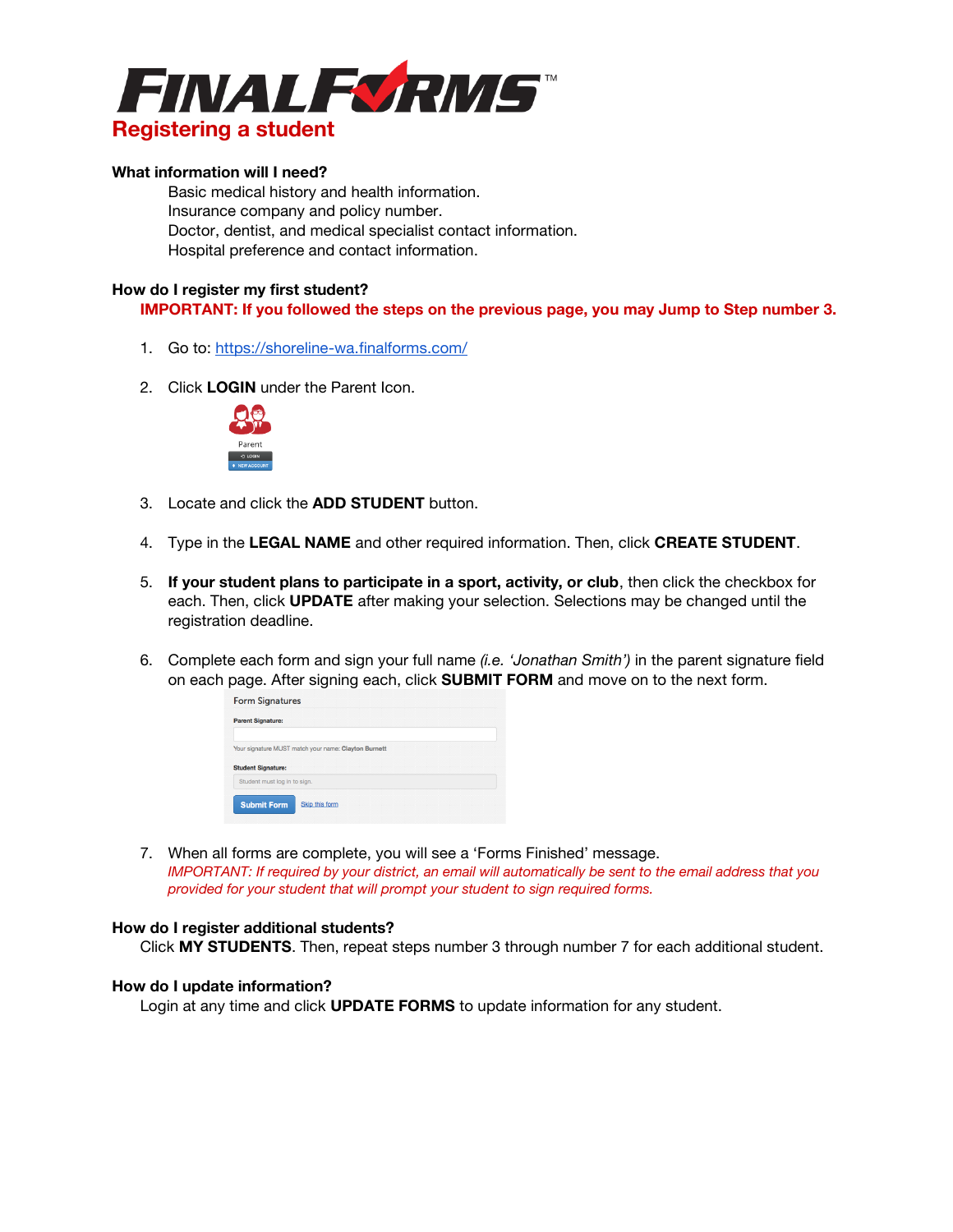# FINALFORMS™

## Registering a student

**What information will I need?**

Basic medical history and health information.
Insurance company and policy number.
Doctor, dentist, and medical specialist contact information.
Hospital preference and contact information.

**How do I register my first student?**

**IMPORTANT: If you followed the steps on the previous page, you may Jump to Step number 3.**

1. Go to: https://shoreline-wa.finalforms.com/

2. Click **LOGIN** under the Parent Icon.

3. Locate and click the **ADD STUDENT** button.

4. Type in the **LEGAL NAME** and other required information. Then, click **CREATE STUDENT**.

5. **If your student plans to participate in a sport, activity, or club**, then click the checkbox for each. Then, click **UPDATE** after making your selection. Selections may be changed until the registration deadline.

6. Complete each form and sign your full name *(i.e. 'Jonathan Smith')* in the parent signature field on each page. After signing each, click **SUBMIT FORM** and move on to the next form.

7. When all forms are complete, you will see a 'Forms Finished' message.
   *IMPORTANT: If required by your district, an email will automatically be sent to the email address that you provided for your student that will prompt your student to sign required forms.*

**How do I register additional students?**

Click **MY STUDENTS**. Then, repeat steps number 3 through number 7 for each additional student.

**How do I update information?**

Login at any time and click **UPDATE FORMS** to update information for any student.